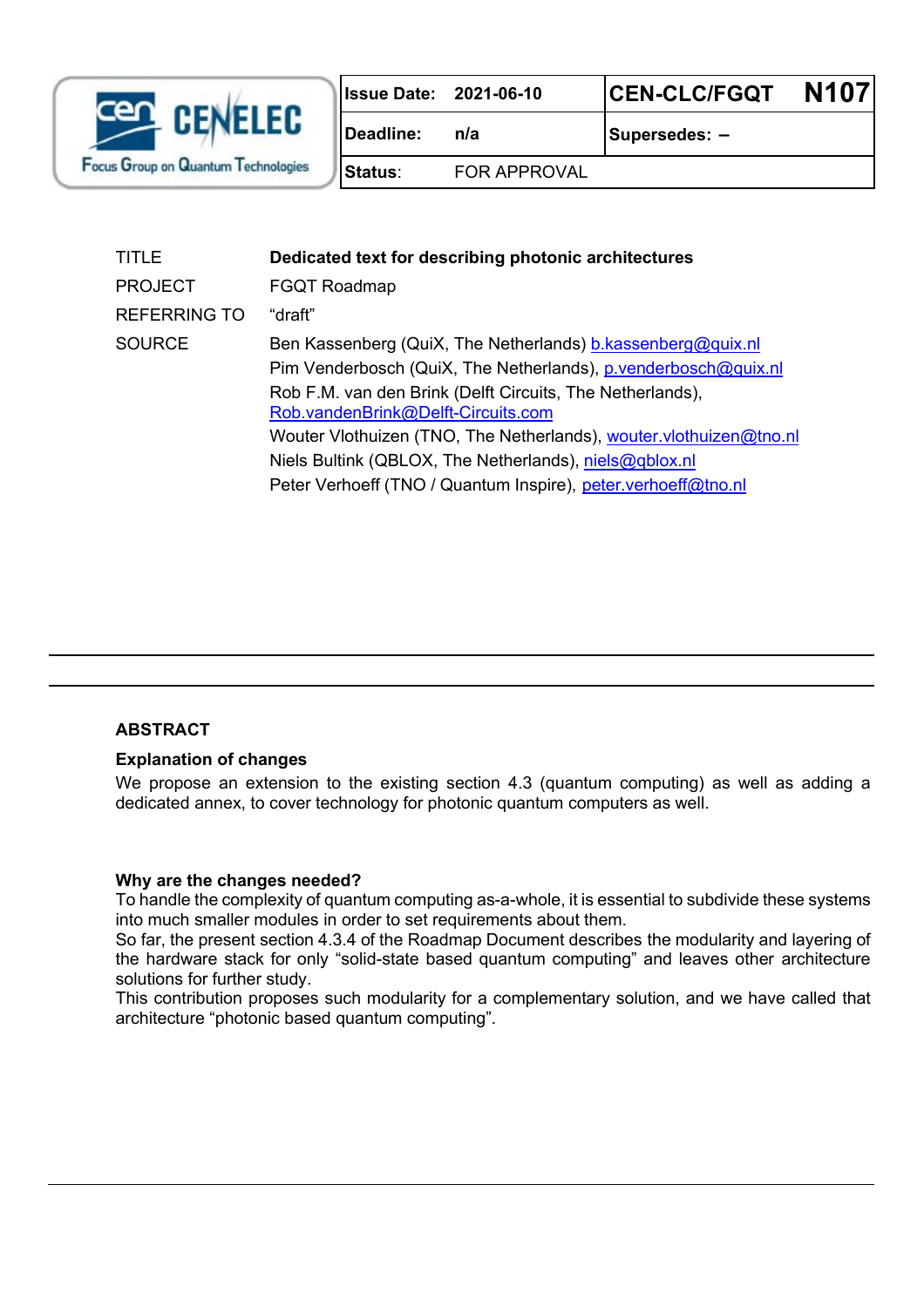| Issue Date: | 2021-06-10 | CEN-CLC/FGQT | N107 |
| --- | --- | --- | --- |
| Deadline: | n/a | Supersedes: – | |
| Status: | FOR APPROVAL | | |

| | |
| --- | --- |
| TITLE | **Dedicated text for describing photonic architectures** |
| PROJECT | FGQT Roadmap |
| REFERRING TO | “draft” |
| SOURCE | Ben Kassenberg (QuiX, The Netherlands) b.kassenberg@quix.nl<br>Pim Venderbosch (QuiX, The Netherlands), p.venderbosch@quix.nl<br>Rob F.M. van den Brink (Delft Circuits, The Netherlands), Rob.vandenBrink@Delft-Circuits.com<br>Wouter Vlothuizen (TNO, The Netherlands), wouter.vlothuizen@tno.nl<br>Niels Bultink (QBLOX, The Netherlands), niels@qblox.nl<br>Peter Verhoeff (TNO / Quantum Inspire), peter.verhoeff@tno.nl |

---

## ABSTRACT

### Explanation of changes

We propose an extension to the existing section 4.3 (quantum computing) as well as adding a dedicated annex, to cover technology for photonic quantum computers as well.

### Why are the changes needed?

To handle the complexity of quantum computing as-a-whole, it is essential to subdivide these systems into much smaller modules in order to set requirements about them.
So far, the present section 4.3.4 of the Roadmap Document describes the modularity and layering of the hardware stack for only “solid-state based quantum computing” and leaves other architecture solutions for further study.
This contribution proposes such modularity for a complementary solution, and we have called that architecture “photonic based quantum computing”.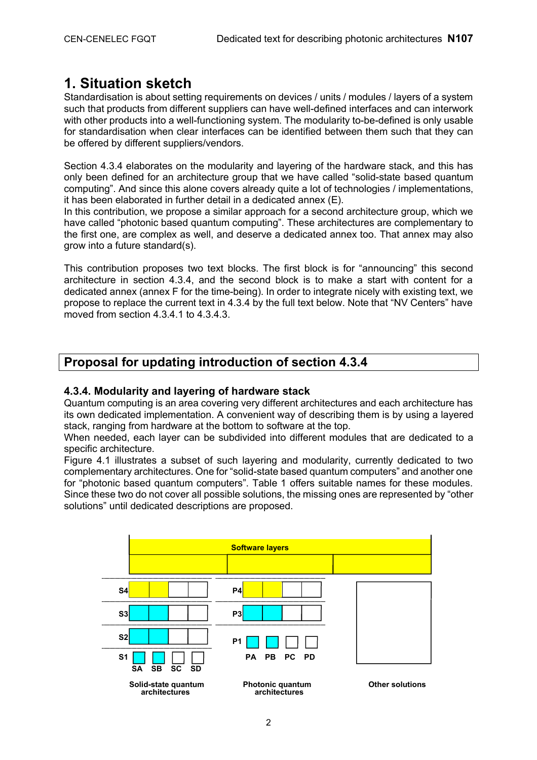## 1. Situation sketch

Standardisation is about setting requirements on devices / units / modules / layers of a system such that products from different suppliers can have well-defined interfaces and can interwork with other products into a well-functioning system. The modularity to-be-defined is only usable for standardisation when clear interfaces can be identified between them such that they can be offered by different suppliers/vendors.

Section 4.3.4 elaborates on the modularity and layering of the hardware stack, and this has only been defined for an architecture group that we have called "solid-state based quantum computing". And since this alone covers already quite a lot of technologies / implementations, it has been elaborated in further detail in a dedicated annex (E).

In this contribution, we propose a similar approach for a second architecture group, which we have called "photonic based quantum computing". These architectures are complementary to the first one, are complex as well, and deserve a dedicated annex too. That annex may also grow into a future standard(s).

This contribution proposes two text blocks. The first block is for "announcing" this second architecture in section 4.3.4, and the second block is to make a start with content for a dedicated annex (annex F for the time-being). In order to integrate nicely with existing text, we propose to replace the current text in 4.3.4 by the full text below. Note that "NV Centers" have moved from section 4.3.4.1 to 4.3.4.3.

## Proposal for updating introduction of section 4.3.4

### 4.3.4. Modularity and layering of hardware stack

Quantum computing is an area covering very different architectures and each architecture has its own dedicated implementation. A convenient way of describing them is by using a layered stack, ranging from hardware at the bottom to software at the top.

When needed, each layer can be subdivided into different modules that are dedicated to a specific architecture.

Figure 4.1 illustrates a subset of such layering and modularity, currently dedicated to two complementary architectures. One for "solid-state based quantum computers" and another one for "photonic based quantum computers". Table 1 offers suitable names for these modules. Since these two do not cover all possible solutions, the missing ones are represented by "other solutions" until dedicated descriptions are proposed.

Software layers

S4, S3, S2, S1 — SA, SB, SC, SD — Solid-state quantum architectures

P4, P3, P1 — PA, PB, PC, PD — Photonic quantum architectures

Other solutions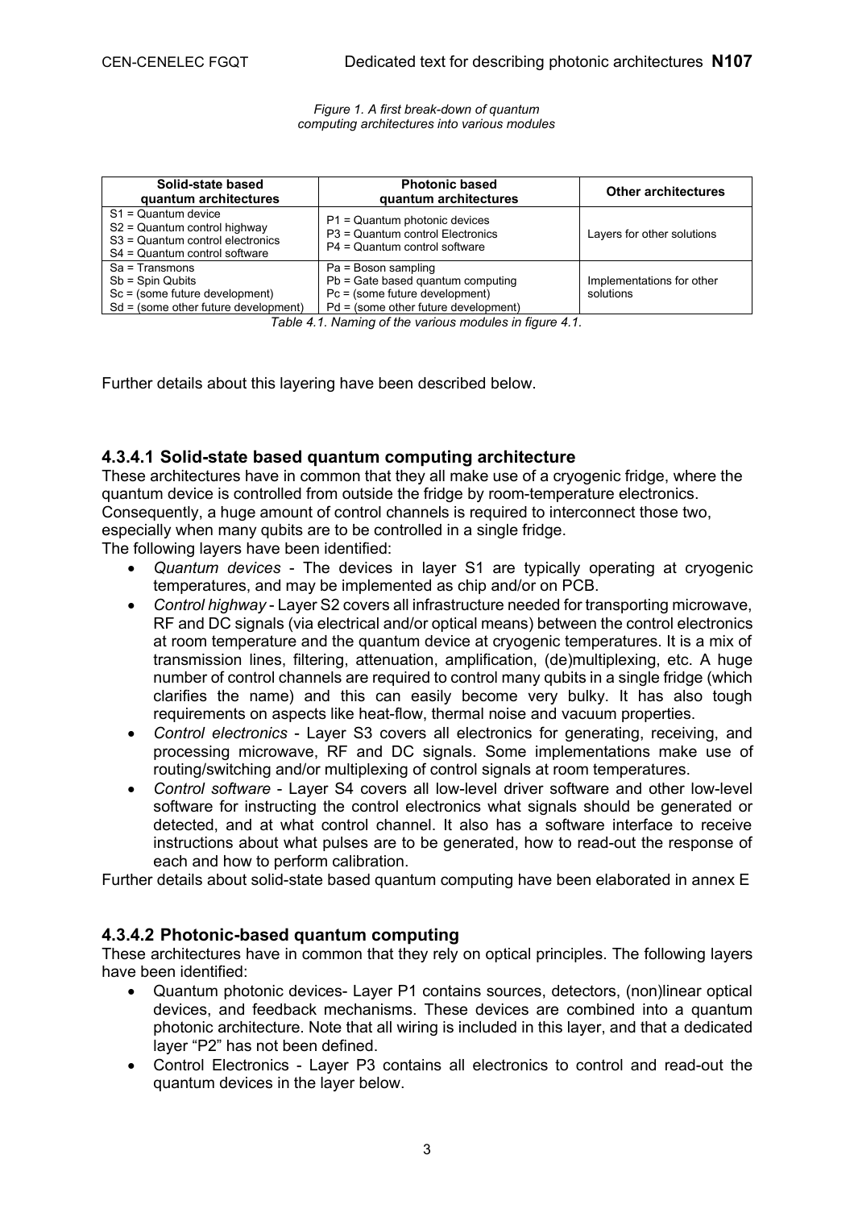*Figure 1. A first break-down of quantum computing architectures into various modules*

| Solid-state based quantum architectures | Photonic based quantum architectures | Other architectures |
|---|---|---|
| S1 = Quantum device<br>S2 = Quantum control highway<br>S3 = Quantum control electronics<br>S4 = Quantum control software | P1 = Quantum photonic devices<br>P3 = Quantum control Electronics<br>P4 = Quantum control software | Layers for other solutions |
| Sa = Transmons<br>Sb = Spin Qubits<br>Sc = (some future development)<br>Sd = (some other future development) | Pa = Boson sampling<br>Pb = Gate based quantum computing<br>Pc = (some future development)<br>Pd = (some other future development) | Implementations for other solutions |

*Table 4.1. Naming of the various modules in figure 4.1.*

Further details about this layering have been described below.

### 4.3.4.1 Solid-state based quantum computing architecture

These architectures have in common that they all make use of a cryogenic fridge, where the quantum device is controlled from outside the fridge by room-temperature electronics. Consequently, a huge amount of control channels is required to interconnect those two, especially when many qubits are to be controlled in a single fridge.
The following layers have been identified:

- *Quantum devices* - The devices in layer S1 are typically operating at cryogenic temperatures, and may be implemented as chip and/or on PCB.
- *Control highway* - Layer S2 covers all infrastructure needed for transporting microwave, RF and DC signals (via electrical and/or optical means) between the control electronics at room temperature and the quantum device at cryogenic temperatures. It is a mix of transmission lines, filtering, attenuation, amplification, (de)multiplexing, etc. A huge number of control channels are required to control many qubits in a single fridge (which clarifies the name) and this can easily become very bulky. It has also tough requirements on aspects like heat-flow, thermal noise and vacuum properties.
- *Control electronics* - Layer S3 covers all electronics for generating, receiving, and processing microwave, RF and DC signals. Some implementations make use of routing/switching and/or multiplexing of control signals at room temperatures.
- *Control software* - Layer S4 covers all low-level driver software and other low-level software for instructing the control electronics what signals should be generated or detected, and at what control channel. It also has a software interface to receive instructions about what pulses are to be generated, how to read-out the response of each and how to perform calibration.

Further details about solid-state based quantum computing have been elaborated in annex E

### 4.3.4.2 Photonic-based quantum computing

These architectures have in common that they rely on optical principles. The following layers have been identified:

- Quantum photonic devices- Layer P1 contains sources, detectors, (non)linear optical devices, and feedback mechanisms. These devices are combined into a quantum photonic architecture. Note that all wiring is included in this layer, and that a dedicated layer "P2" has not been defined.
- Control Electronics - Layer P3 contains all electronics to control and read-out the quantum devices in the layer below.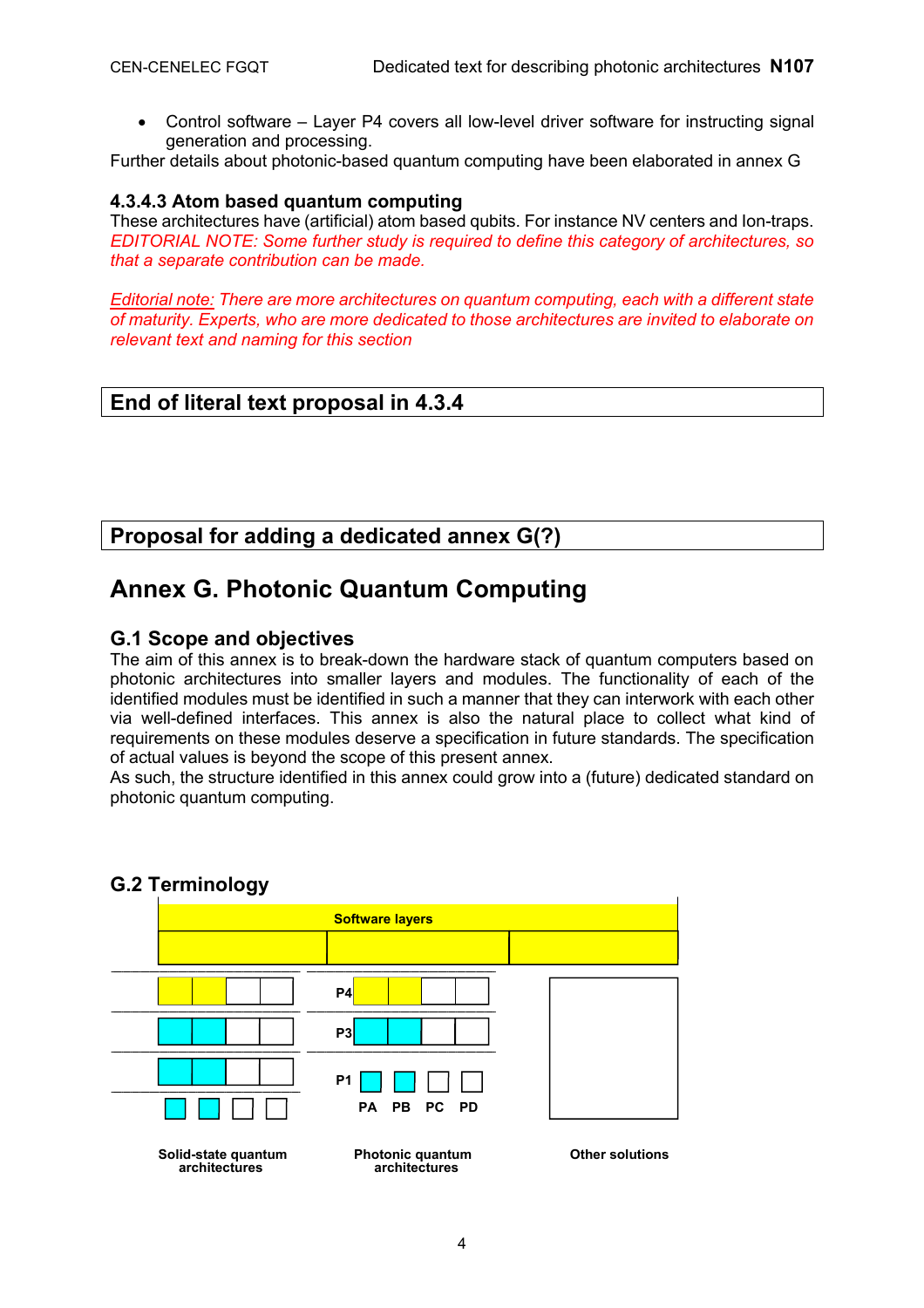- Control software – Layer P4 covers all low-level driver software for instructing signal generation and processing.

Further details about photonic-based quantum computing have been elaborated in annex G

#### 4.3.4.3 Atom based quantum computing

These architectures have (artificial) atom based qubits. For instance NV centers and Ion-traps.
*EDITORIAL NOTE: Some further study is required to define this category of architectures, so that a separate contribution can be made.*

*Editorial note: There are more architectures on quantum computing, each with a different state of maturity. Experts, who are more dedicated to those architectures are invited to elaborate on relevant text and naming for this section*

**End of literal text proposal in 4.3.4**

**Proposal for adding a dedicated annex G(?)**

# Annex G. Photonic Quantum Computing

## G.1 Scope and objectives

The aim of this annex is to break-down the hardware stack of quantum computers based on photonic architectures into smaller layers and modules. The functionality of each of the identified modules must be identified in such a manner that they can interwork with each other via well-defined interfaces. This annex is also the natural place to collect what kind of requirements on these modules deserve a specification in future standards. The specification of actual values is beyond the scope of this present annex.

As such, the structure identified in this annex could grow into a (future) dedicated standard on photonic quantum computing.

## G.2 Terminology

Software layers

P4

P3

P1

PA PB PC PD

Solid-state quantum architectures

Photonic quantum architectures

Other solutions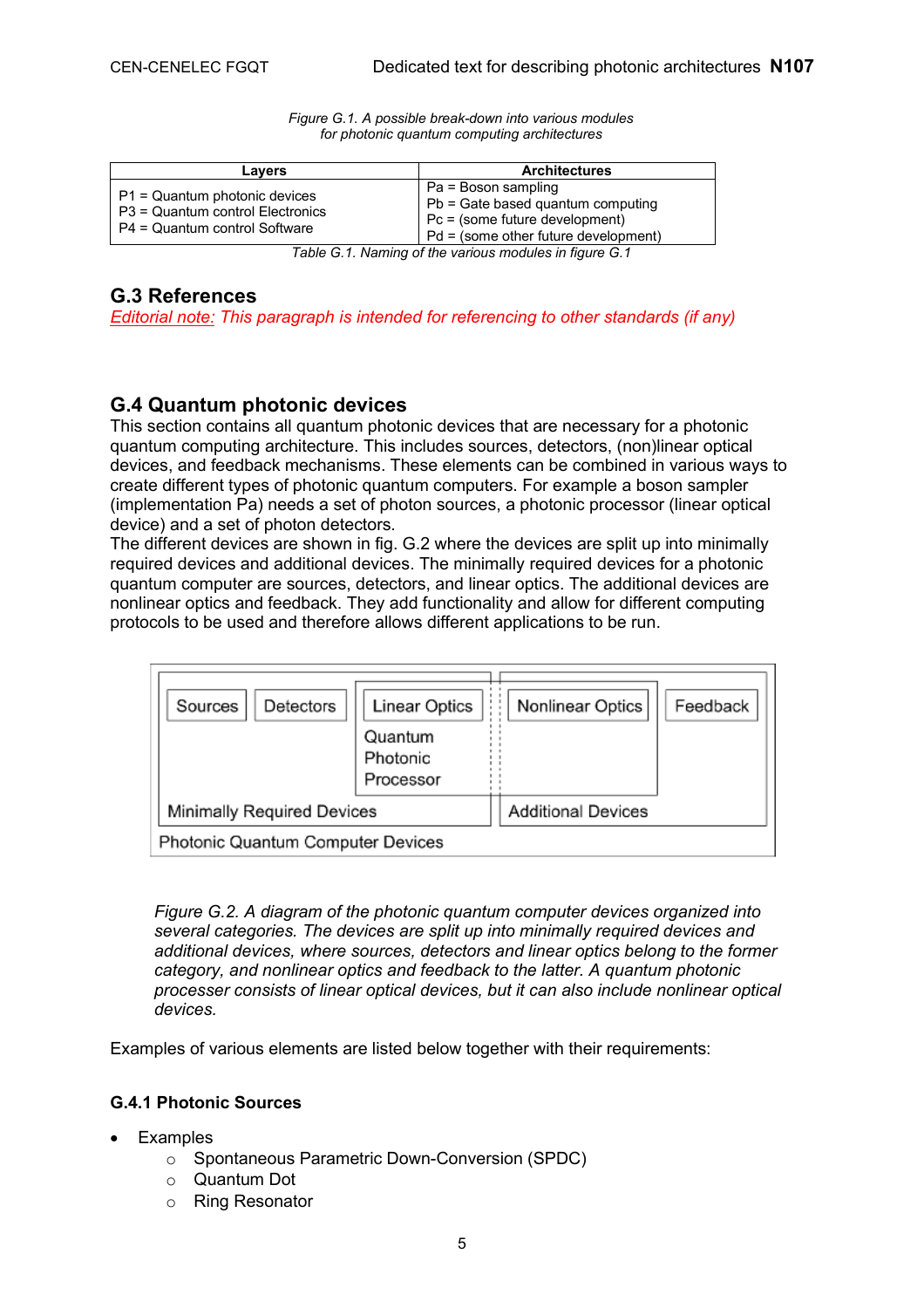*Figure G.1. A possible break-down into various modules for photonic quantum computing architectures*

| Layers | Architectures |
| --- | --- |
| P1 = Quantum photonic devices<br>P3 = Quantum control Electronics<br>P4 = Quantum control Software | Pa = Boson sampling<br>Pb = Gate based quantum computing<br>Pc = (some future development)<br>Pd = (some other future development) |

*Table G.1. Naming of the various modules in figure G.1*

## G.3 References

*Editorial note: This paragraph is intended for referencing to other standards (if any)*

## G.4 Quantum photonic devices

This section contains all quantum photonic devices that are necessary for a photonic quantum computing architecture. This includes sources, detectors, (non)linear optical devices, and feedback mechanisms. These elements can be combined in various ways to create different types of photonic quantum computers. For example a boson sampler (implementation Pa) needs a set of photon sources, a photonic processor (linear optical device) and a set of photon detectors.
The different devices are shown in fig. G.2 where the devices are split up into minimally required devices and additional devices. The minimally required devices for a photonic quantum computer are sources, detectors, and linear optics. The additional devices are nonlinear optics and feedback. They add functionality and allow for different computing protocols to be used and therefore allows different applications to be run.

Sources | Detectors | Linear Optics | Quantum Photonic Processor | Nonlinear Optics | Feedback | Minimally Required Devices | Additional Devices | Photonic Quantum Computer Devices

*Figure G.2. A diagram of the photonic quantum computer devices organized into several categories. The devices are split up into minimally required devices and additional devices, where sources, detectors and linear optics belong to the former category, and nonlinear optics and feedback to the latter. A quantum photonic processer consists of linear optical devices, but it can also include nonlinear optical devices.*

Examples of various elements are listed below together with their requirements:

### G.4.1 Photonic Sources

- Examples
  - Spontaneous Parametric Down-Conversion (SPDC)
  - Quantum Dot
  - Ring Resonator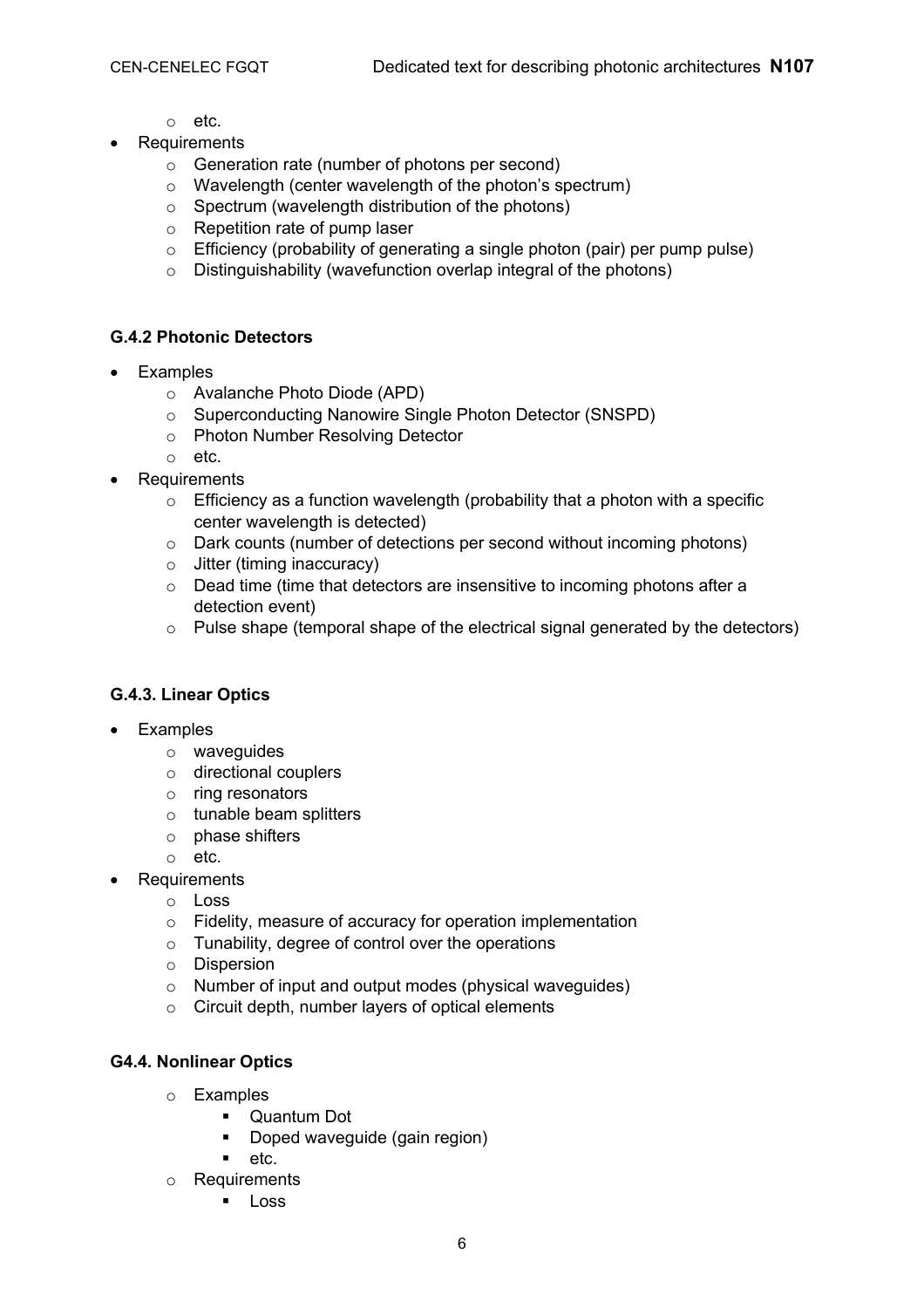- etc.
- Requirements
  - Generation rate (number of photons per second)
  - Wavelength (center wavelength of the photon's spectrum)
  - Spectrum (wavelength distribution of the photons)
  - Repetition rate of pump laser
  - Efficiency (probability of generating a single photon (pair) per pump pulse)
  - Distinguishability (wavefunction overlap integral of the photons)

### G.4.2 Photonic Detectors

- Examples
  - Avalanche Photo Diode (APD)
  - Superconducting Nanowire Single Photon Detector (SNSPD)
  - Photon Number Resolving Detector
  - etc.
- Requirements
  - Efficiency as a function wavelength (probability that a photon with a specific center wavelength is detected)
  - Dark counts (number of detections per second without incoming photons)
  - Jitter (timing inaccuracy)
  - Dead time (time that detectors are insensitive to incoming photons after a detection event)
  - Pulse shape (temporal shape of the electrical signal generated by the detectors)

### G.4.3. Linear Optics

- Examples
  - waveguides
  - directional couplers
  - ring resonators
  - tunable beam splitters
  - phase shifters
  - etc.
- Requirements
  - Loss
  - Fidelity, measure of accuracy for operation implementation
  - Tunability, degree of control over the operations
  - Dispersion
  - Number of input and output modes (physical waveguides)
  - Circuit depth, number layers of optical elements

### G4.4. Nonlinear Optics

- Examples
  - Quantum Dot
  - Doped waveguide (gain region)
  - etc.
- Requirements
  - Loss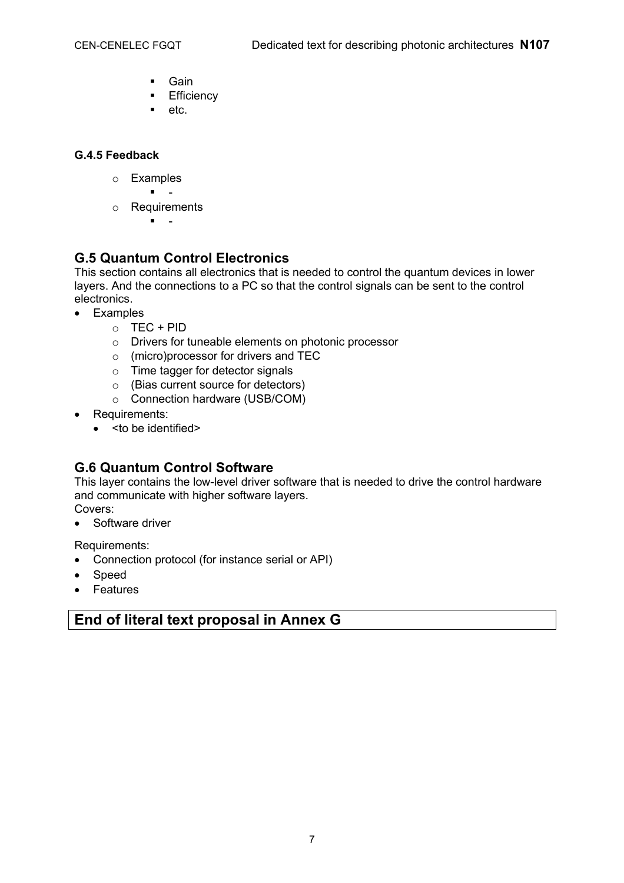- Gain
        - Efficiency
        - etc.

**G.4.5 Feedback**

- Examples
    - -
- Requirements
    - -

## G.5 Quantum Control Electronics

This section contains all electronics that is needed to control the quantum devices in lower layers. And the connections to a PC so that the control signals can be sent to the control electronics.

- Examples
    - TEC + PID
    - Drivers for tuneable elements on photonic processor
    - (micro)processor for drivers and TEC
    - Time tagger for detector signals
    - (Bias current source for detectors)
    - Connection hardware (USB/COM)
- Requirements:
    - <to be identified>

## G.6 Quantum Control Software

This layer contains the low-level driver software that is needed to drive the control hardware and communicate with higher software layers.
Covers:

- Software driver

Requirements:

- Connection protocol (for instance serial or API)
- Speed
- Features

## End of literal text proposal in Annex G